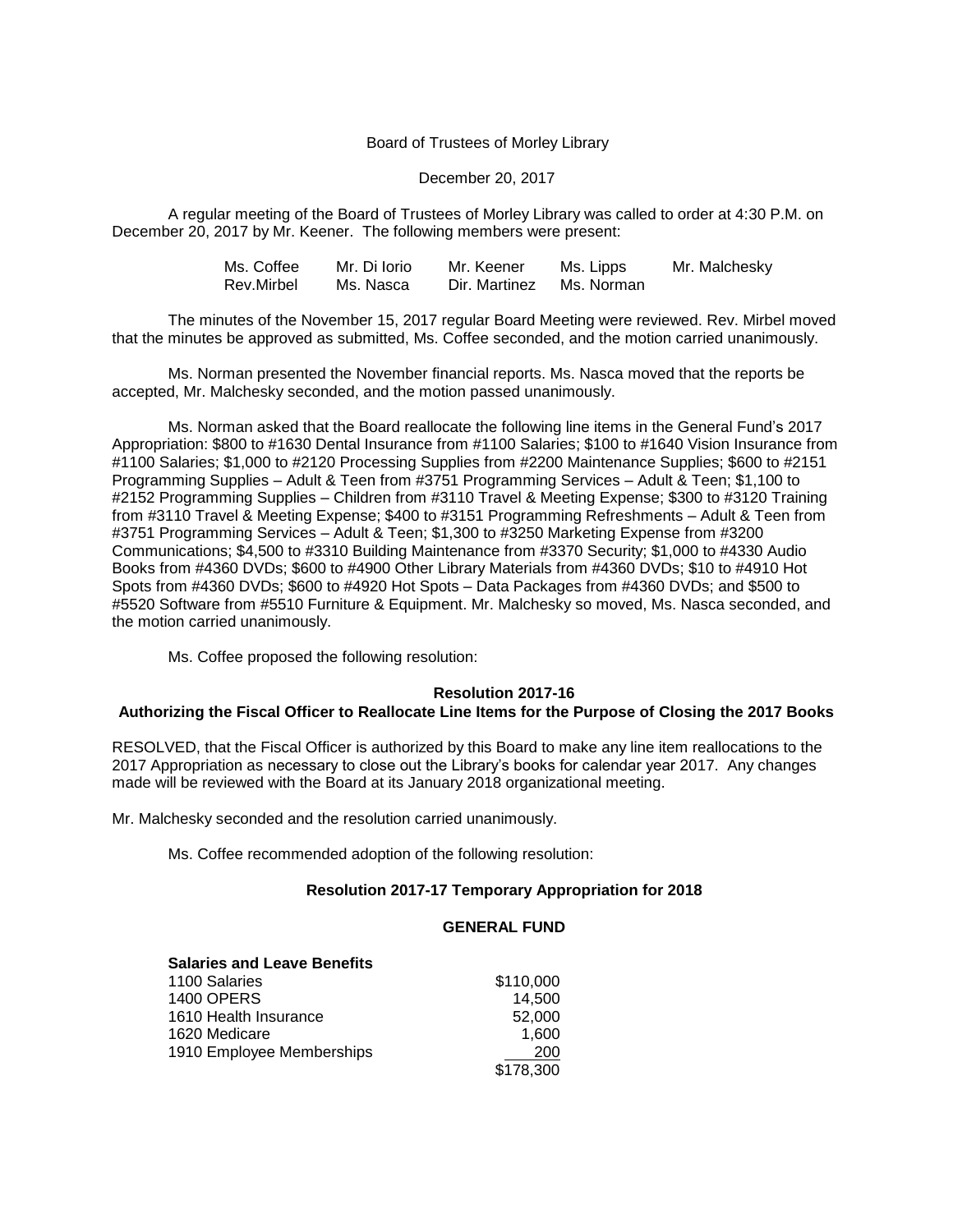Board of Trustees of Morley Library

December 20, 2017

A regular meeting of the Board of Trustees of Morley Library was called to order at 4:30 P.M. on December 20, 2017 by Mr. Keener. The following members were present:

| | | | | |
|---|---|---|---|---|
| Ms. Coffee | Mr. Di Iorio | Mr. Keener | Ms. Lipps | Mr. Malchesky |
| Rev.Mirbel | Ms. Nasca | Dir. Martinez | Ms. Norman | |

The minutes of the November 15, 2017 regular Board Meeting were reviewed. Rev. Mirbel moved that the minutes be approved as submitted, Ms. Coffee seconded, and the motion carried unanimously.

Ms. Norman presented the November financial reports. Ms. Nasca moved that the reports be accepted, Mr. Malchesky seconded, and the motion passed unanimously.

Ms. Norman asked that the Board reallocate the following line items in the General Fund's 2017 Appropriation: $800 to #1630 Dental Insurance from #1100 Salaries; $100 to #1640 Vision Insurance from #1100 Salaries; $1,000 to #2120 Processing Supplies from #2200 Maintenance Supplies; $600 to #2151 Programming Supplies – Adult & Teen from #3751 Programming Services – Adult & Teen; $1,100 to #2152 Programming Supplies – Children from #3110 Travel & Meeting Expense; $300 to #3120 Training from #3110 Travel & Meeting Expense; $400 to #3151 Programming Refreshments – Adult & Teen from #3751 Programming Services – Adult & Teen; $1,300 to #3250 Marketing Expense from #3200 Communications; $4,500 to #3310 Building Maintenance from #3370 Security; $1,000 to #4330 Audio Books from #4360 DVDs; $600 to #4900 Other Library Materials from #4360 DVDs; $10 to #4910 Hot Spots from #4360 DVDs; $600 to #4920 Hot Spots – Data Packages from #4360 DVDs; and $500 to #5520 Software from #5510 Furniture & Equipment. Mr. Malchesky so moved, Ms. Nasca seconded, and the motion carried unanimously.

Ms. Coffee proposed the following resolution:

**Resolution 2017-16**
**Authorizing the Fiscal Officer to Reallocate Line Items for the Purpose of Closing the 2017 Books**

RESOLVED, that the Fiscal Officer is authorized by this Board to make any line item reallocations to the 2017 Appropriation as necessary to close out the Library's books for calendar year 2017. Any changes made will be reviewed with the Board at its January 2018 organizational meeting.

Mr. Malchesky seconded and the resolution carried unanimously.

Ms. Coffee recommended adoption of the following resolution:

**Resolution 2017-17 Temporary Appropriation for 2018**

**GENERAL FUND**

| **Salaries and Leave Benefits** | |
|---|---|
| 1100 Salaries | $110,000 |
| 1400 OPERS | 14,500 |
| 1610 Health Insurance | 52,000 |
| 1620 Medicare | 1,600 |
| 1910 Employee Memberships | 200 |
| | $178,300 |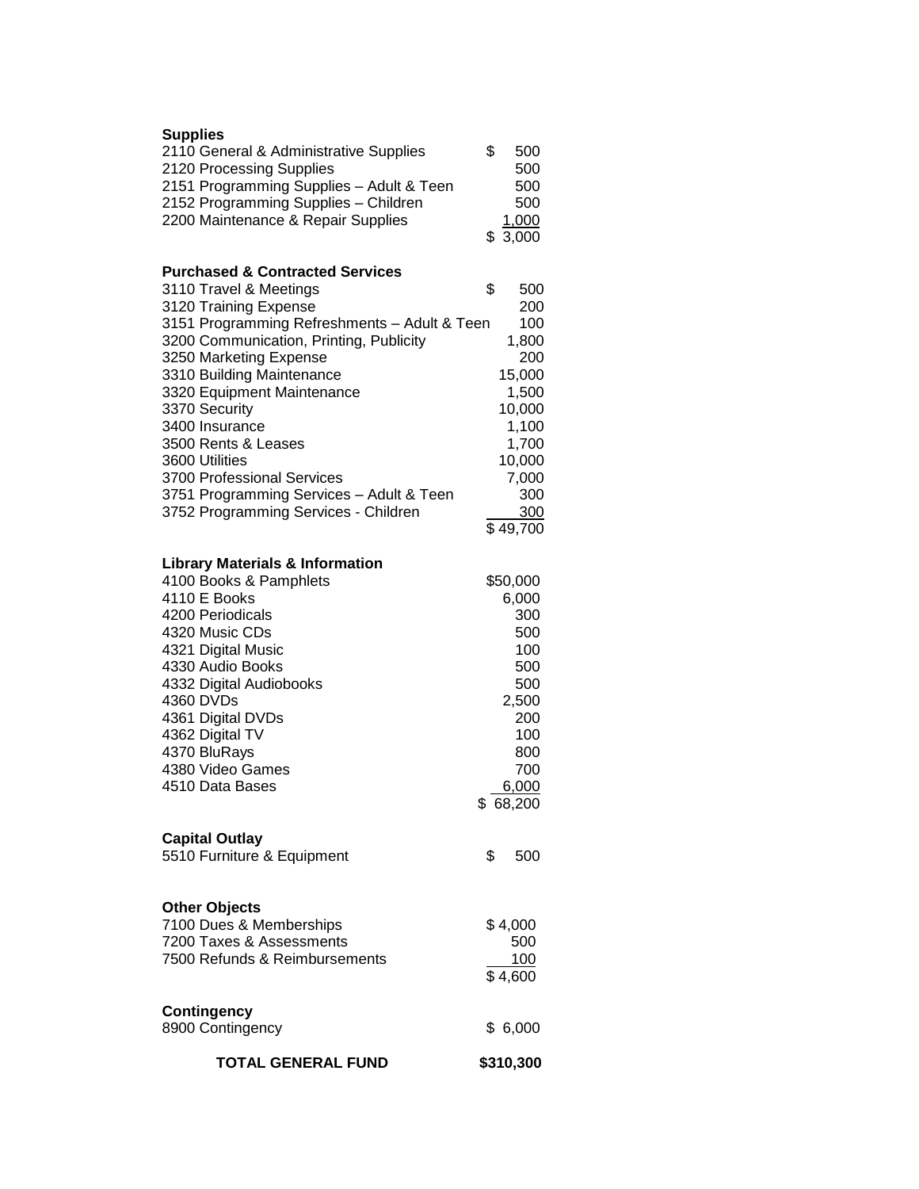**Supplies**

| | |
|---|---|
| 2110 General & Administrative Supplies | $ 500 |
| 2120 Processing Supplies | 500 |
| 2151 Programming Supplies – Adult & Teen | 500 |
| 2152 Programming Supplies – Children | 500 |
| 2200 Maintenance & Repair Supplies | 1,000 |
| | $ 3,000 |

**Purchased & Contracted Services**

| | |
|---|---|
| 3110 Travel & Meetings | $ 500 |
| 3120 Training Expense | 200 |
| 3151 Programming Refreshments – Adult & Teen | 100 |
| 3200 Communication, Printing, Publicity | 1,800 |
| 3250 Marketing Expense | 200 |
| 3310 Building Maintenance | 15,000 |
| 3320 Equipment Maintenance | 1,500 |
| 3370 Security | 10,000 |
| 3400 Insurance | 1,100 |
| 3500 Rents & Leases | 1,700 |
| 3600 Utilities | 10,000 |
| 3700 Professional Services | 7,000 |
| 3751 Programming Services – Adult & Teen | 300 |
| 3752 Programming Services - Children | 300 |
| | $ 49,700 |

**Library Materials & Information**

| | |
|---|---|
| 4100 Books & Pamphlets | $50,000 |
| 4110 E Books | 6,000 |
| 4200 Periodicals | 300 |
| 4320 Music CDs | 500 |
| 4321 Digital Music | 100 |
| 4330 Audio Books | 500 |
| 4332 Digital Audiobooks | 500 |
| 4360 DVDs | 2,500 |
| 4361 Digital DVDs | 200 |
| 4362 Digital TV | 100 |
| 4370 BluRays | 800 |
| 4380 Video Games | 700 |
| 4510 Data Bases | 6,000 |
| | $ 68,200 |

**Capital Outlay**

| | |
|---|---|
| 5510 Furniture & Equipment | $ 500 |

**Other Objects**

| | |
|---|---|
| 7100 Dues & Memberships | $ 4,000 |
| 7200 Taxes & Assessments | 500 |
| 7500 Refunds & Reimbursements | 100 |
| | $ 4,600 |

**Contingency**

| | |
|---|---|
| 8900 Contingency | $ 6,000 |

| | |
|---|---|
| **TOTAL GENERAL FUND** | **$310,300** |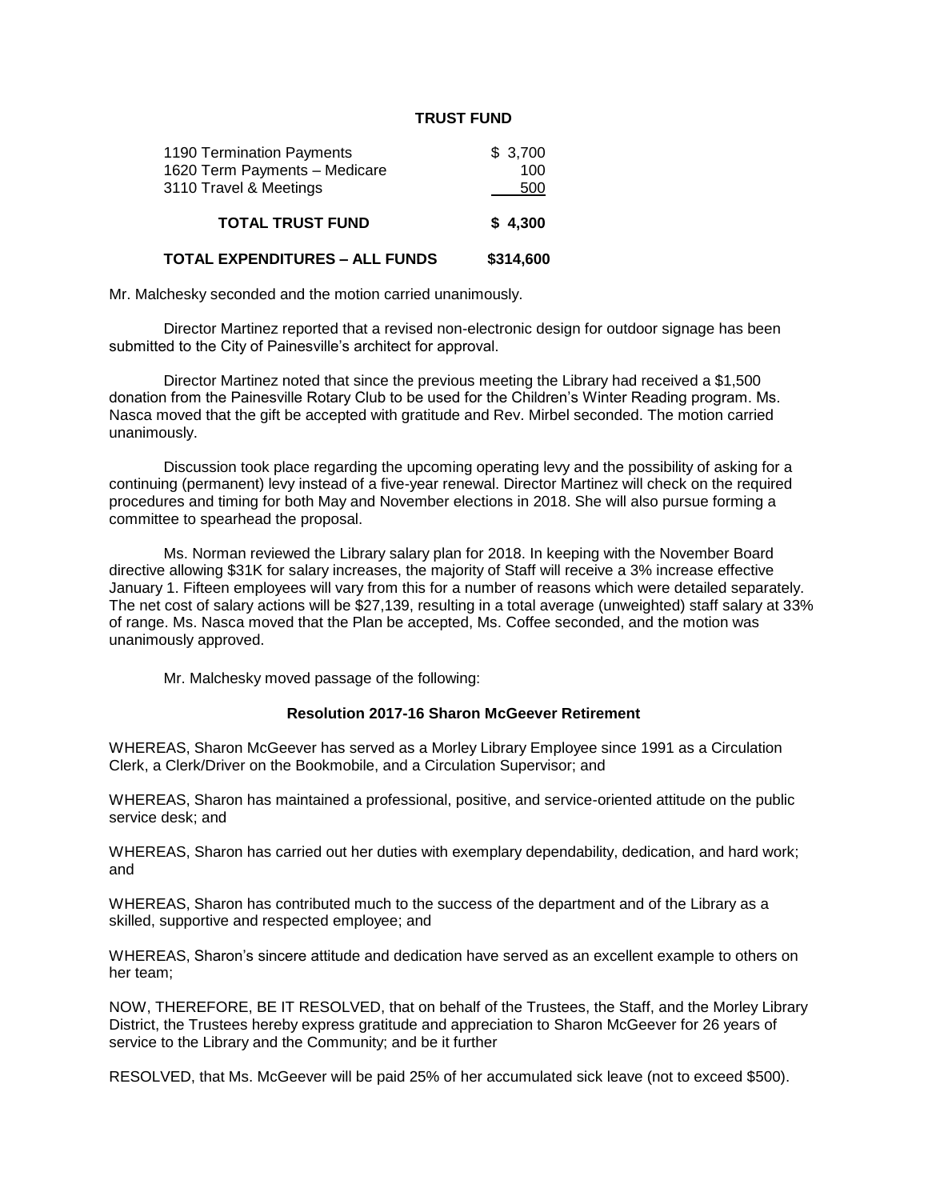**TRUST FUND**

| | |
|---|---|
| 1190 Termination Payments | $ 3,700 |
| 1620 Term Payments – Medicare | 100 |
| 3110 Travel & Meetings | 500 |
| **TOTAL TRUST FUND** | **$ 4,300** |
| **TOTAL EXPENDITURES – ALL FUNDS** | **$314,600** |

Mr. Malchesky seconded and the motion carried unanimously.

Director Martinez reported that a revised non-electronic design for outdoor signage has been submitted to the City of Painesville's architect for approval.

Director Martinez noted that since the previous meeting the Library had received a $1,500 donation from the Painesville Rotary Club to be used for the Children's Winter Reading program. Ms. Nasca moved that the gift be accepted with gratitude and Rev. Mirbel seconded. The motion carried unanimously.

Discussion took place regarding the upcoming operating levy and the possibility of asking for a continuing (permanent) levy instead of a five-year renewal. Director Martinez will check on the required procedures and timing for both May and November elections in 2018. She will also pursue forming a committee to spearhead the proposal.

Ms. Norman reviewed the Library salary plan for 2018. In keeping with the November Board directive allowing $31K for salary increases, the majority of Staff will receive a 3% increase effective January 1. Fifteen employees will vary from this for a number of reasons which were detailed separately. The net cost of salary actions will be $27,139, resulting in a total average (unweighted) staff salary at 33% of range. Ms. Nasca moved that the Plan be accepted, Ms. Coffee seconded, and the motion was unanimously approved.

Mr. Malchesky moved passage of the following:

**Resolution 2017-16 Sharon McGeever Retirement**

WHEREAS, Sharon McGeever has served as a Morley Library Employee since 1991 as a Circulation Clerk, a Clerk/Driver on the Bookmobile, and a Circulation Supervisor; and

WHEREAS, Sharon has maintained a professional, positive, and service-oriented attitude on the public service desk; and

WHEREAS, Sharon has carried out her duties with exemplary dependability, dedication, and hard work; and

WHEREAS, Sharon has contributed much to the success of the department and of the Library as a skilled, supportive and respected employee; and

WHEREAS, Sharon's sincere attitude and dedication have served as an excellent example to others on her team;

NOW, THEREFORE, BE IT RESOLVED, that on behalf of the Trustees, the Staff, and the Morley Library District, the Trustees hereby express gratitude and appreciation to Sharon McGeever for 26 years of service to the Library and the Community; and be it further

RESOLVED, that Ms. McGeever will be paid 25% of her accumulated sick leave (not to exceed $500).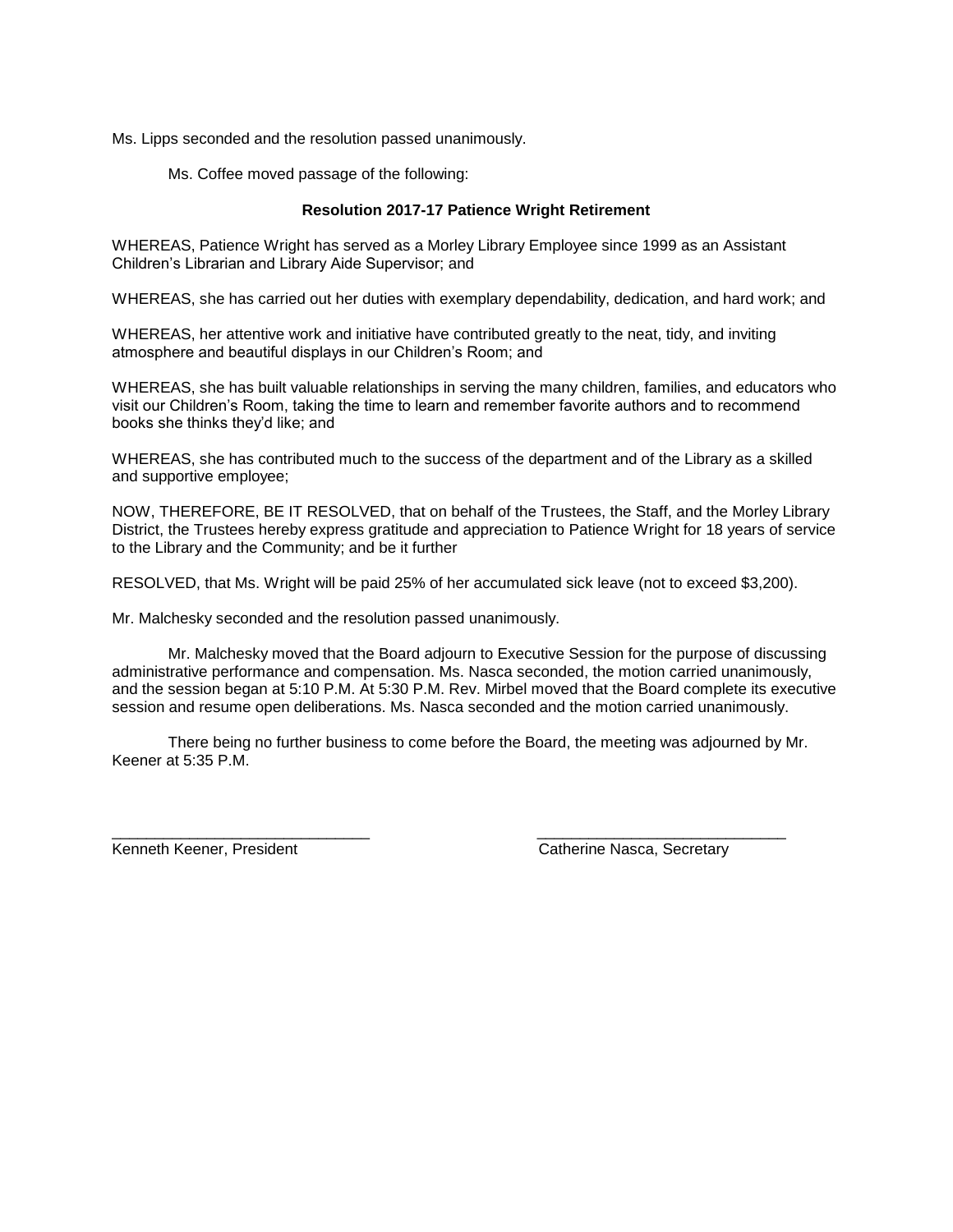Ms. Lipps seconded and the resolution passed unanimously.

Ms. Coffee moved passage of the following:

**Resolution 2017-17 Patience Wright Retirement**

WHEREAS, Patience Wright has served as a Morley Library Employee since 1999 as an Assistant Children's Librarian and Library Aide Supervisor; and

WHEREAS, she has carried out her duties with exemplary dependability, dedication, and hard work; and

WHEREAS, her attentive work and initiative have contributed greatly to the neat, tidy, and inviting atmosphere and beautiful displays in our Children's Room; and

WHEREAS, she has built valuable relationships in serving the many children, families, and educators who visit our Children's Room, taking the time to learn and remember favorite authors and to recommend books she thinks they'd like; and

WHEREAS, she has contributed much to the success of the department and of the Library as a skilled and supportive employee;

NOW, THEREFORE, BE IT RESOLVED, that on behalf of the Trustees, the Staff, and the Morley Library District, the Trustees hereby express gratitude and appreciation to Patience Wright for 18 years of service to the Library and the Community; and be it further

RESOLVED, that Ms. Wright will be paid 25% of her accumulated sick leave (not to exceed $3,200).

Mr. Malchesky seconded and the resolution passed unanimously.

Mr. Malchesky moved that the Board adjourn to Executive Session for the purpose of discussing administrative performance and compensation. Ms. Nasca seconded, the motion carried unanimously, and the session began at 5:10 P.M. At 5:30 P.M. Rev. Mirbel moved that the Board complete its executive session and resume open deliberations. Ms. Nasca seconded and the motion carried unanimously.

There being no further business to come before the Board, the meeting was adjourned by Mr. Keener at 5:35 P.M.

\_\_\_\_\_\_\_\_\_\_\_\_\_\_\_\_\_\_\_\_\_\_\_\_\_\_\_\_\_\_
Kenneth Keener, President

\_\_\_\_\_\_\_\_\_\_\_\_\_\_\_\_\_\_\_\_\_\_\_\_\_\_\_\_\_\_
Catherine Nasca, Secretary